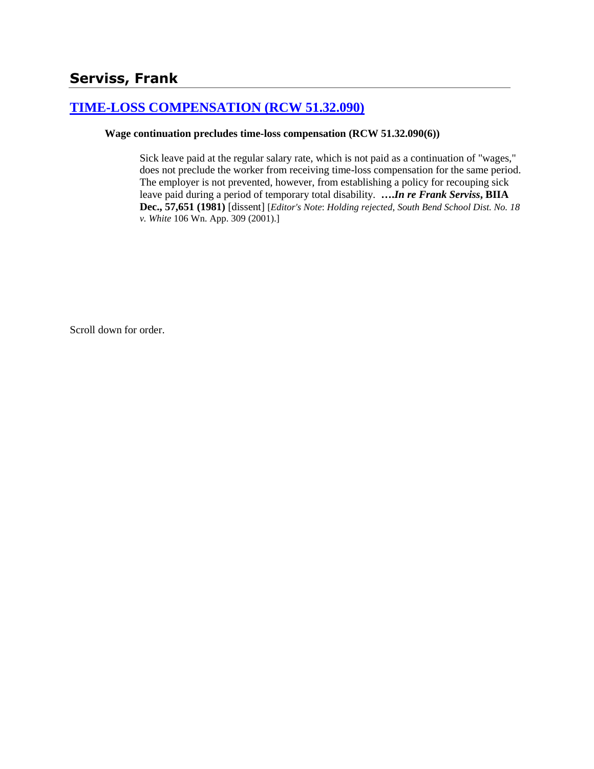## Serviss, Frank

### [TIME-LOSS COMPENSATION (RCW 51.32.090)]

**Wage continuation precludes time-loss compensation (RCW 51.32.090(6))**

> Sick leave paid at the regular salary rate, which is not paid as a continuation of "wages," does not preclude the worker from receiving time-loss compensation for the same period. The employer is not prevented, however, from establishing a policy for recouping sick leave paid during a period of temporary total disability. **….*In re Frank Serviss*, BIIA Dec., 57,651 (1981)** [dissent] [*Editor's Note*: *Holding rejected, South Bend School Dist. No. 18 v. White* 106 Wn. App. 309 (2001).]

Scroll down for order.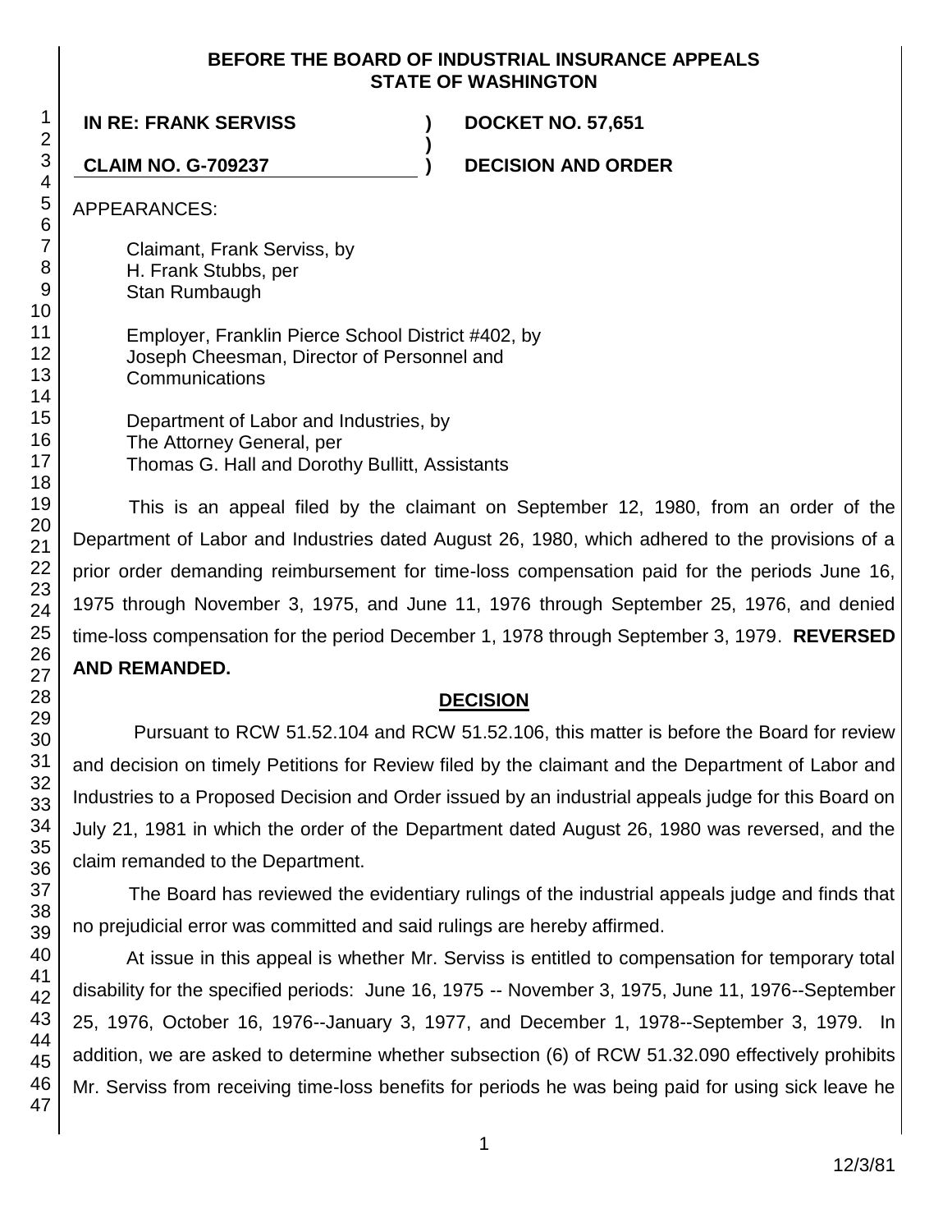**BEFORE THE BOARD OF INDUSTRIAL INSURANCE APPEALS**
**STATE OF WASHINGTON**

**IN RE: FRANK SERVISS** ) **DOCKET NO. 57,651**
)
**CLAIM NO. G-709237** ) **DECISION AND ORDER**

APPEARANCES:

Claimant, Frank Serviss, by
H. Frank Stubbs, per
Stan Rumbaugh

Employer, Franklin Pierce School District #402, by
Joseph Cheesman, Director of Personnel and
Communications

Department of Labor and Industries, by
The Attorney General, per
Thomas G. Hall and Dorothy Bullitt, Assistants

This is an appeal filed by the claimant on September 12, 1980, from an order of the Department of Labor and Industries dated August 26, 1980, which adhered to the provisions of a prior order demanding reimbursement for time-loss compensation paid for the periods June 16, 1975 through November 3, 1975, and June 11, 1976 through September 25, 1976, and denied time-loss compensation for the period December 1, 1978 through September 3, 1979. **REVERSED AND REMANDED.**

## DECISION

Pursuant to RCW 51.52.104 and RCW 51.52.106, this matter is before the Board for review and decision on timely Petitions for Review filed by the claimant and the Department of Labor and Industries to a Proposed Decision and Order issued by an industrial appeals judge for this Board on July 21, 1981 in which the order of the Department dated August 26, 1980 was reversed, and the claim remanded to the Department.

The Board has reviewed the evidentiary rulings of the industrial appeals judge and finds that no prejudicial error was committed and said rulings are hereby affirmed.

At issue in this appeal is whether Mr. Serviss is entitled to compensation for temporary total disability for the specified periods: June 16, 1975 -- November 3, 1975, June 11, 1976--September 25, 1976, October 16, 1976--January 3, 1977, and December 1, 1978--September 3, 1979. In addition, we are asked to determine whether subsection (6) of RCW 51.32.090 effectively prohibits Mr. Serviss from receiving time-loss benefits for periods he was being paid for using sick leave he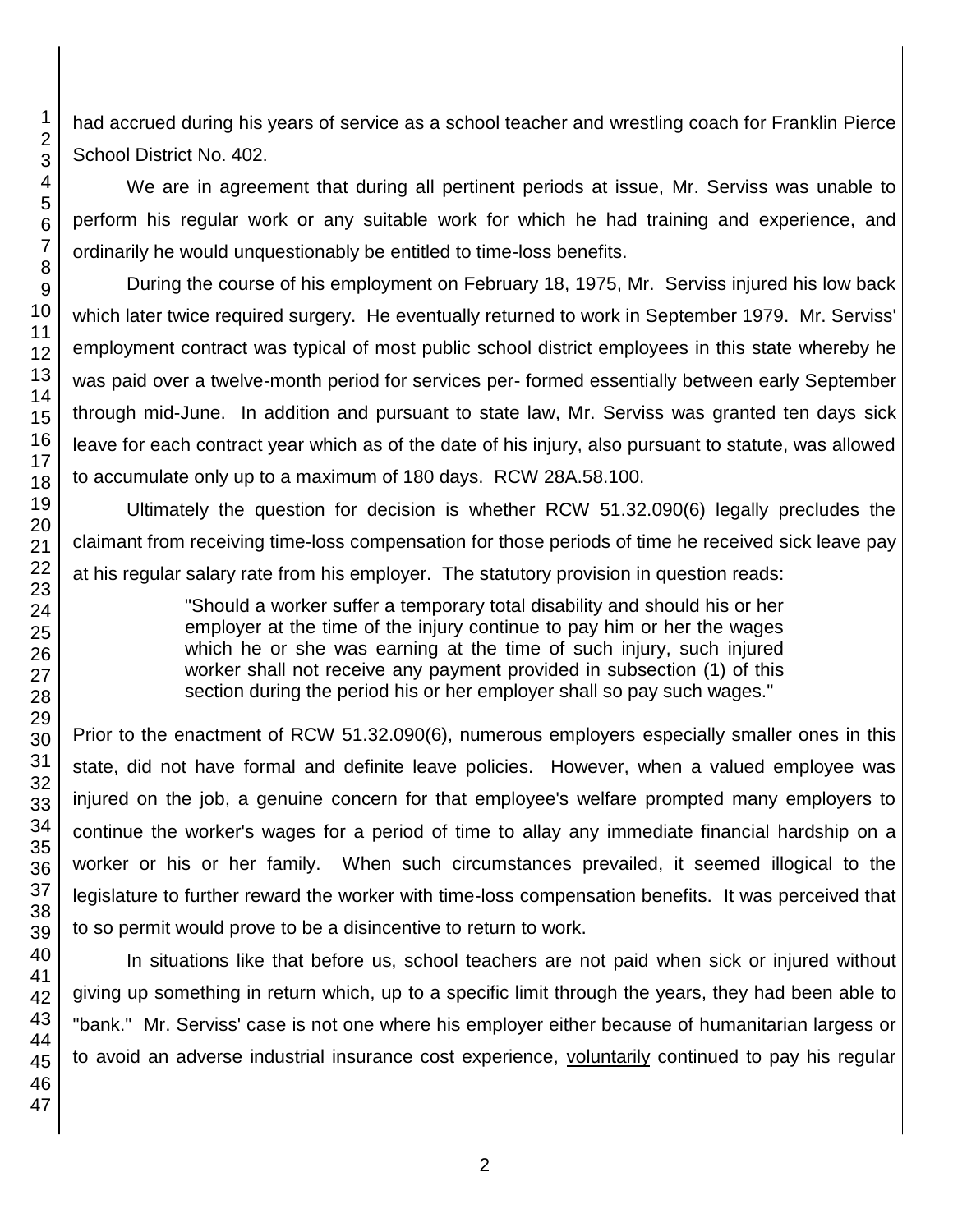had accrued during his years of service as a school teacher and wrestling coach for Franklin Pierce School District No. 402.

We are in agreement that during all pertinent periods at issue, Mr. Serviss was unable to perform his regular work or any suitable work for which he had training and experience, and ordinarily he would unquestionably be entitled to time-loss benefits.

During the course of his employment on February 18, 1975, Mr. Serviss injured his low back which later twice required surgery. He eventually returned to work in September 1979. Mr. Serviss' employment contract was typical of most public school district employees in this state whereby he was paid over a twelve-month period for services per- formed essentially between early September through mid-June. In addition and pursuant to state law, Mr. Serviss was granted ten days sick leave for each contract year which as of the date of his injury, also pursuant to statute, was allowed to accumulate only up to a maximum of 180 days. RCW 28A.58.100.

Ultimately the question for decision is whether RCW 51.32.090(6) legally precludes the claimant from receiving time-loss compensation for those periods of time he received sick leave pay at his regular salary rate from his employer. The statutory provision in question reads:

> "Should a worker suffer a temporary total disability and should his or her employer at the time of the injury continue to pay him or her the wages which he or she was earning at the time of such injury, such injured worker shall not receive any payment provided in subsection (1) of this section during the period his or her employer shall so pay such wages."

Prior to the enactment of RCW 51.32.090(6), numerous employers especially smaller ones in this state, did not have formal and definite leave policies. However, when a valued employee was injured on the job, a genuine concern for that employee's welfare prompted many employers to continue the worker's wages for a period of time to allay any immediate financial hardship on a worker or his or her family. When such circumstances prevailed, it seemed illogical to the legislature to further reward the worker with time-loss compensation benefits. It was perceived that to so permit would prove to be a disincentive to return to work.

In situations like that before us, school teachers are not paid when sick or injured without giving up something in return which, up to a specific limit through the years, they had been able to "bank." Mr. Serviss' case is not one where his employer either because of humanitarian largess or to avoid an adverse industrial insurance cost experience, voluntarily continued to pay his regular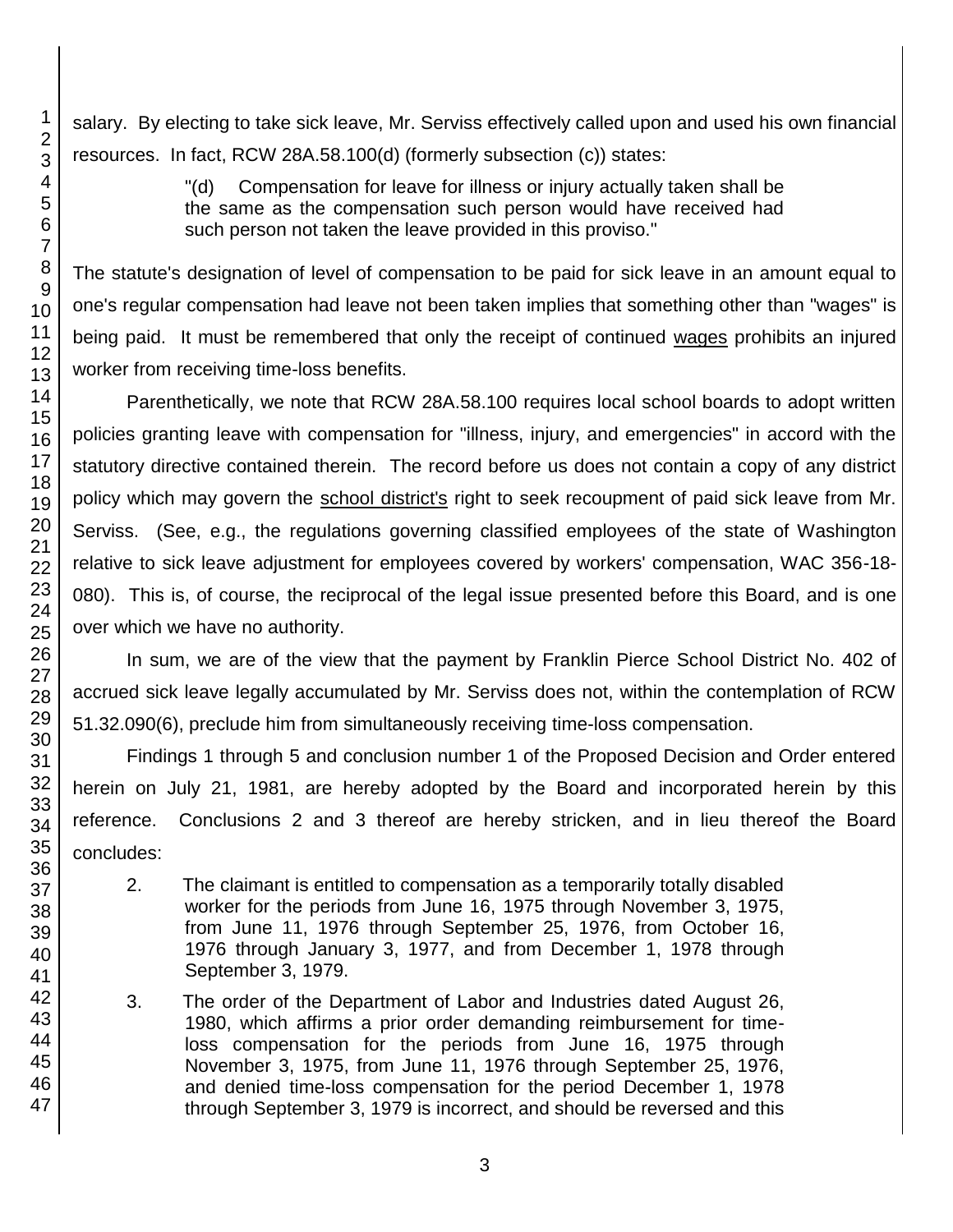salary. By electing to take sick leave, Mr. Serviss effectively called upon and used his own financial resources. In fact, RCW 28A.58.100(d) (formerly subsection (c)) states:

> "(d) Compensation for leave for illness or injury actually taken shall be the same as the compensation such person would have received had such person not taken the leave provided in this proviso."

The statute's designation of level of compensation to be paid for sick leave in an amount equal to one's regular compensation had leave not been taken implies that something other than "wages" is being paid. It must be remembered that only the receipt of continued wages prohibits an injured worker from receiving time-loss benefits.

Parenthetically, we note that RCW 28A.58.100 requires local school boards to adopt written policies granting leave with compensation for "illness, injury, and emergencies" in accord with the statutory directive contained therein. The record before us does not contain a copy of any district policy which may govern the school district's right to seek recoupment of paid sick leave from Mr. Serviss. (See, e.g., the regulations governing classified employees of the state of Washington relative to sick leave adjustment for employees covered by workers' compensation, WAC 356-18-080). This is, of course, the reciprocal of the legal issue presented before this Board, and is one over which we have no authority.

In sum, we are of the view that the payment by Franklin Pierce School District No. 402 of accrued sick leave legally accumulated by Mr. Serviss does not, within the contemplation of RCW 51.32.090(6), preclude him from simultaneously receiving time-loss compensation.

Findings 1 through 5 and conclusion number 1 of the Proposed Decision and Order entered herein on July 21, 1981, are hereby adopted by the Board and incorporated herein by this reference. Conclusions 2 and 3 thereof are hereby stricken, and in lieu thereof the Board concludes:

2. The claimant is entitled to compensation as a temporarily totally disabled worker for the periods from June 16, 1975 through November 3, 1975, from June 11, 1976 through September 25, 1976, from October 16, 1976 through January 3, 1977, and from December 1, 1978 through September 3, 1979.

3. The order of the Department of Labor and Industries dated August 26, 1980, which affirms a prior order demanding reimbursement for time-loss compensation for the periods from June 16, 1975 through November 3, 1975, from June 11, 1976 through September 25, 1976, and denied time-loss compensation for the period December 1, 1978 through September 3, 1979 is incorrect, and should be reversed and this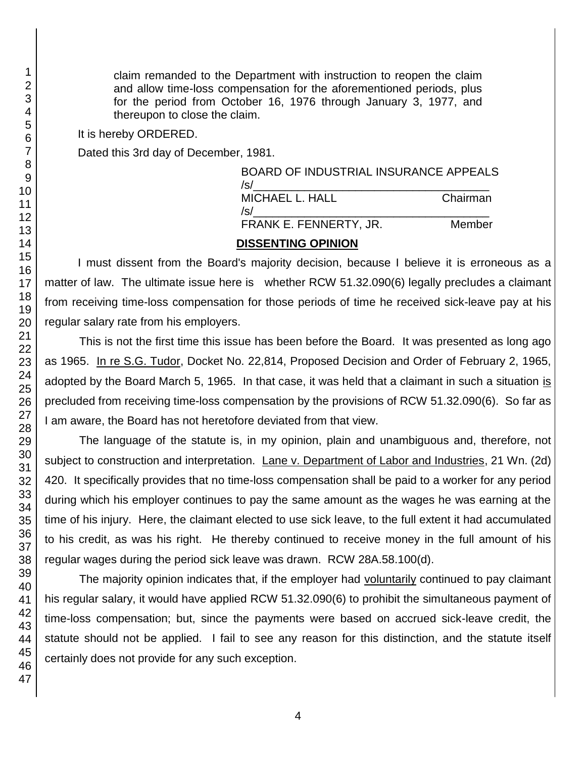claim remanded to the Department with instruction to reopen the claim and allow time-loss compensation for the aforementioned periods, plus for the period from October 16, 1976 through January 3, 1977, and thereupon to close the claim.

It is hereby ORDERED.

Dated this 3rd day of December, 1981.

BOARD OF INDUSTRIAL INSURANCE APPEALS

/s/_____________________________________
MICHAEL L. HALL Chairman

/s/_____________________________________
FRANK E. FENNERTY, JR. Member

## DISSENTING OPINION

I must dissent from the Board's majority decision, because I believe it is erroneous as a matter of law. The ultimate issue here is whether RCW 51.32.090(6) legally precludes a claimant from receiving time-loss compensation for those periods of time he received sick-leave pay at his regular salary rate from his employers.

This is not the first time this issue has been before the Board. It was presented as long ago as 1965. In re S.G. Tudor, Docket No. 22,814, Proposed Decision and Order of February 2, 1965, adopted by the Board March 5, 1965. In that case, it was held that a claimant in such a situation is precluded from receiving time-loss compensation by the provisions of RCW 51.32.090(6). So far as I am aware, the Board has not heretofore deviated from that view.

The language of the statute is, in my opinion, plain and unambiguous and, therefore, not subject to construction and interpretation. Lane v. Department of Labor and Industries, 21 Wn. (2d) 420. It specifically provides that no time-loss compensation shall be paid to a worker for any period during which his employer continues to pay the same amount as the wages he was earning at the time of his injury. Here, the claimant elected to use sick leave, to the full extent it had accumulated to his credit, as was his right. He thereby continued to receive money in the full amount of his regular wages during the period sick leave was drawn. RCW 28A.58.100(d).

The majority opinion indicates that, if the employer had voluntarily continued to pay claimant his regular salary, it would have applied RCW 51.32.090(6) to prohibit the simultaneous payment of time-loss compensation; but, since the payments were based on accrued sick-leave credit, the statute should not be applied. I fail to see any reason for this distinction, and the statute itself certainly does not provide for any such exception.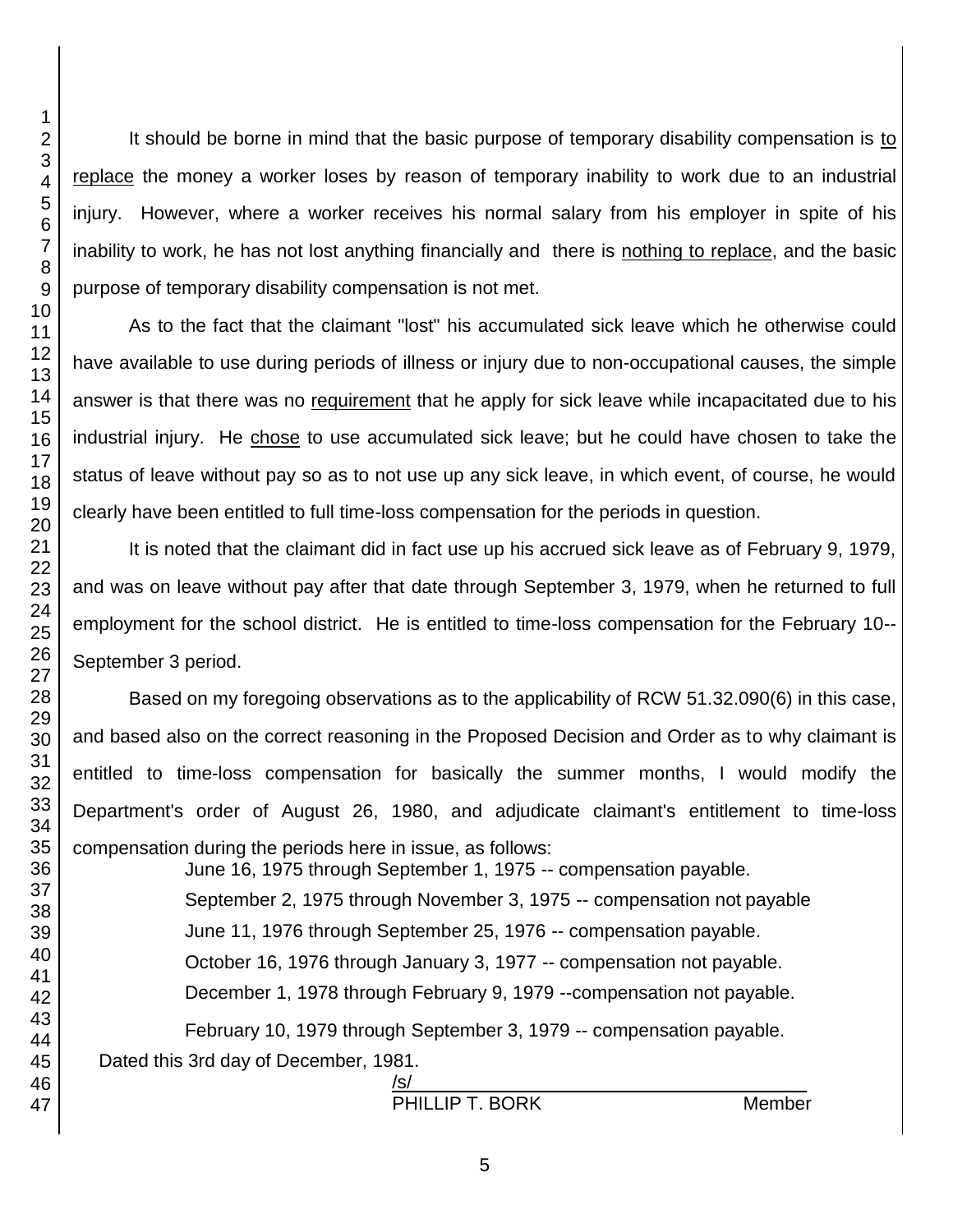It should be borne in mind that the basic purpose of temporary disability compensation is to replace the money a worker loses by reason of temporary inability to work due to an industrial injury. However, where a worker receives his normal salary from his employer in spite of his inability to work, he has not lost anything financially and there is nothing to replace, and the basic purpose of temporary disability compensation is not met.

As to the fact that the claimant "lost" his accumulated sick leave which he otherwise could have available to use during periods of illness or injury due to non-occupational causes, the simple answer is that there was no requirement that he apply for sick leave while incapacitated due to his industrial injury. He chose to use accumulated sick leave; but he could have chosen to take the status of leave without pay so as to not use up any sick leave, in which event, of course, he would clearly have been entitled to full time-loss compensation for the periods in question.

It is noted that the claimant did in fact use up his accrued sick leave as of February 9, 1979, and was on leave without pay after that date through September 3, 1979, when he returned to full employment for the school district. He is entitled to time-loss compensation for the February 10--September 3 period.

Based on my foregoing observations as to the applicability of RCW 51.32.090(6) in this case, and based also on the correct reasoning in the Proposed Decision and Order as to why claimant is entitled to time-loss compensation for basically the summer months, I would modify the Department's order of August 26, 1980, and adjudicate claimant's entitlement to time-loss compensation during the periods here in issue, as follows:

June 16, 1975 through September 1, 1975 -- compensation payable.

September 2, 1975 through November 3, 1975 -- compensation not payable

June 11, 1976 through September 25, 1976 -- compensation payable.

October 16, 1976 through January 3, 1977 -- compensation not payable.

December 1, 1978 through February 9, 1979 --compensation not payable.

February 10, 1979 through September 3, 1979 -- compensation payable.

Dated this 3rd day of December, 1981.

/s/
PHILLIP T. BORK Member